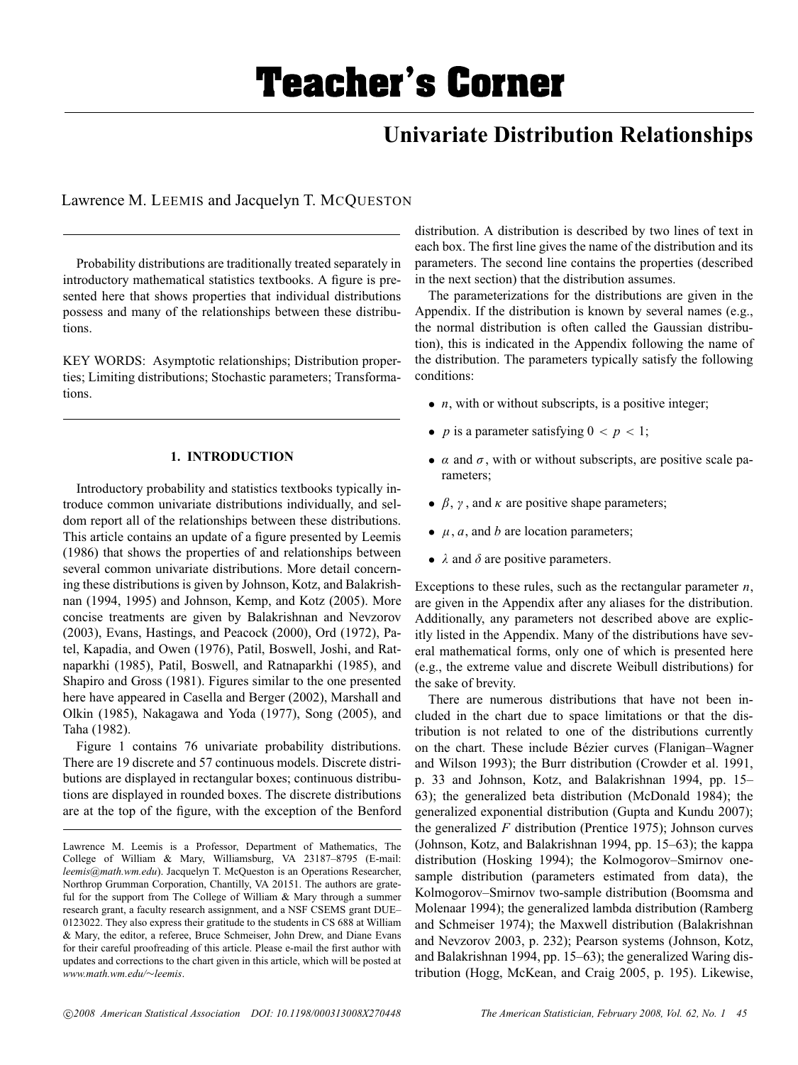# Teacher's Corner

## Univariate Distribution Relationships

Lawrence M. LEEMIS and Jacquelyn T. MCQUESTON

Probability distributions are traditionally treated separately in introductory mathematical statistics textbooks. A figure is presented here that shows properties that individual distributions possess and many of the relationships between these distributions.

KEY WORDS: Asymptotic relationships; Distribution properties; Limiting distributions; Stochastic parameters; Transformations.

### 1. INTRODUCTION

Introductory probability and statistics textbooks typically introduce common univariate distributions individually, and seldom report all of the relationships between these distributions. This article contains an update of a figure presented by Leemis (1986) that shows the properties of and relationships between several common univariate distributions. More detail concerning these distributions is given by Johnson, Kotz, and Balakrishnan (1994, 1995) and Johnson, Kemp, and Kotz (2005). More concise treatments are given by Balakrishnan and Nevzorov (2003), Evans, Hastings, and Peacock (2000), Ord (1972), Patel, Kapadia, and Owen (1976), Patil, Boswell, Joshi, and Ratnaparkhi (1985), Patil, Boswell, and Ratnaparkhi (1985), and Shapiro and Gross (1981). Figures similar to the one presented here have appeared in Casella and Berger (2002), Marshall and Olkin (1985), Nakagawa and Yoda (1977), Song (2005), and Taha (1982).

Figure 1 contains 76 univariate probability distributions. There are 19 discrete and 57 continuous models. Discrete distributions are displayed in rectangular boxes; continuous distributions are displayed in rounded boxes. The discrete distributions are at the top of the figure, with the exception of the Benford distribution. A distribution is described by two lines of text in each box. The first line gives the name of the distribution and its parameters. The second line contains the properties (described in the next section) that the distribution assumes.

The parameterizations for the distributions are given in the Appendix. If the distribution is known by several names (e.g., the normal distribution is often called the Gaussian distribution), this is indicated in the Appendix following the name of the distribution. The parameters typically satisfy the following conditions:

- $n$, with or without subscripts, is a positive integer;
- $p$ is a parameter satisfying $0 < p < 1$;
- $\alpha$ and $\sigma$, with or without subscripts, are positive scale parameters;
- $\beta$, $\gamma$, and $\kappa$ are positive shape parameters;
- $\mu$, $a$, and $b$ are location parameters;
- $\lambda$ and $\delta$ are positive parameters.

Exceptions to these rules, such as the rectangular parameter $n$, are given in the Appendix after any aliases for the distribution. Additionally, any parameters not described above are explicitly listed in the Appendix. Many of the distributions have several mathematical forms, only one of which is presented here (e.g., the extreme value and discrete Weibull distributions) for the sake of brevity.

There are numerous distributions that have not been included in the chart due to space limitations or that the distribution is not related to one of the distributions currently on the chart. These include Bézier curves (Flanigan–Wagner and Wilson 1993); the Burr distribution (Crowder et al. 1991, p. 33 and Johnson, Kotz, and Balakrishnan 1994, pp. 15–63); the generalized beta distribution (McDonald 1984); the generalized exponential distribution (Gupta and Kundu 2007); the generalized $F$ distribution (Prentice 1975); Johnson curves (Johnson, Kotz, and Balakrishnan 1994, pp. 15–63); the kappa distribution (Hosking 1994); the Kolmogorov–Smirnov one-sample distribution (parameters estimated from data), the Kolmogorov–Smirnov two-sample distribution (Boomsma and Molenaar 1994); the generalized lambda distribution (Ramberg and Schmeiser 1974); the Maxwell distribution (Balakrishnan and Nevzorov 2003, p. 232); Pearson systems (Johnson, Kotz, and Balakrishnan 1994, pp. 15–63); the generalized Waring distribution (Hogg, McKean, and Craig 2005, p. 195). Likewise,

Lawrence M. Leemis is a Professor, Department of Mathematics, The College of William & Mary, Williamsburg, VA 23187–8795 (E-mail: *leemis@math.wm.edu*). Jacquelyn T. McQueston is an Operations Researcher, Northrop Grumman Corporation, Chantilly, VA 20151. The authors are grateful for the support from The College of William & Mary through a summer research grant, a faculty research assignment, and a NSF CSEMS grant DUE–0123022. They also express their gratitude to the students in CS 688 at William & Mary, the editor, a referee, Bruce Schmeiser, John Drew, and Diane Evans for their careful proofreading of this article. Please e-mail the first author with updates and corrections to the chart given in this article, which will be posted at *www.math.wm.edu/∼leemis*.

©2008 American Statistical Association DOI: 10.1198/000313008X270448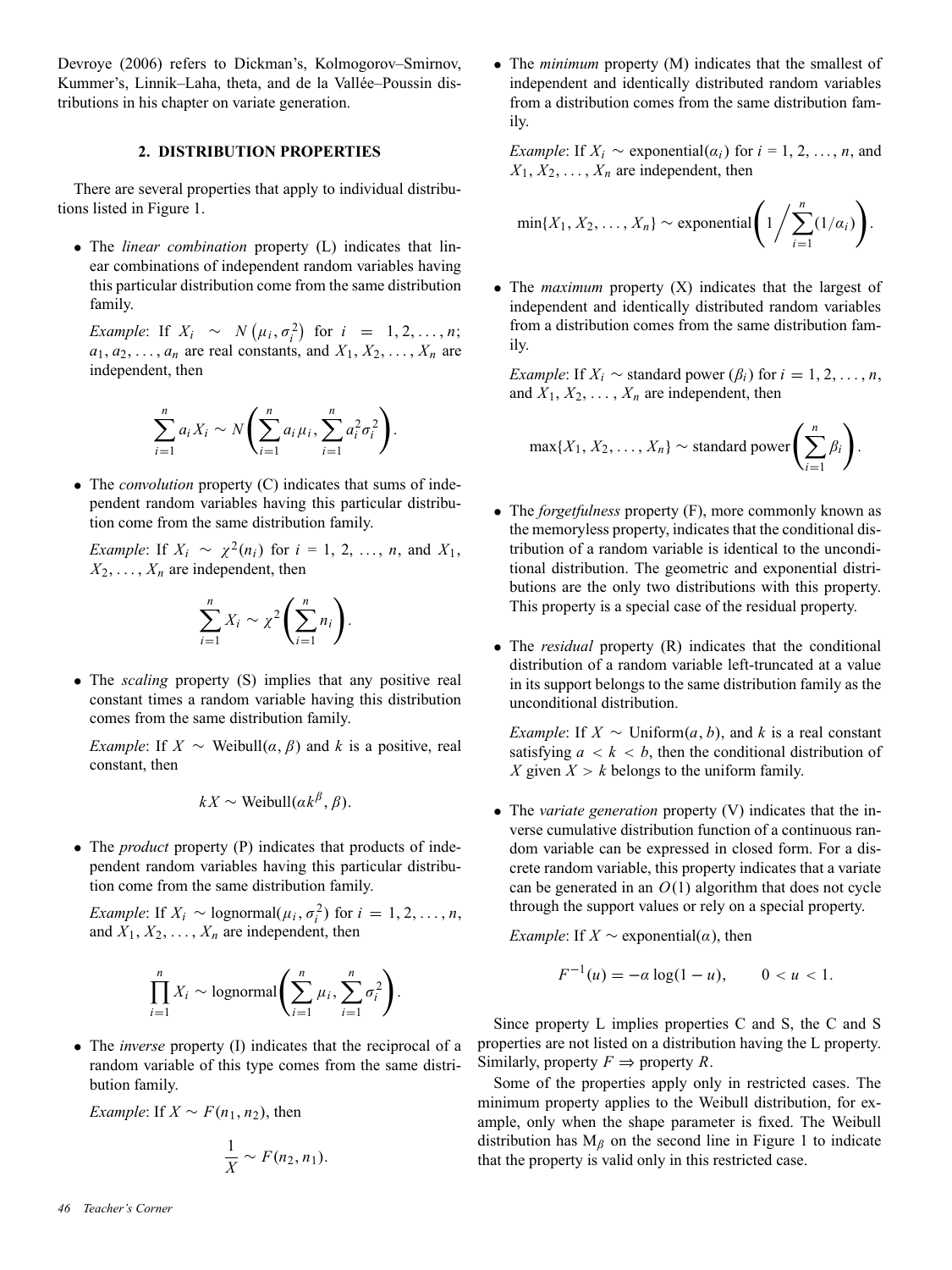Devroye (2006) refers to Dickman's, Kolmogorov–Smirnov, Kummer's, Linnik–Laha, theta, and de la Vallée–Poussin distributions in his chapter on variate generation.

## 2. DISTRIBUTION PROPERTIES

There are several properties that apply to individual distributions listed in Figure 1.

- The *linear combination* property (L) indicates that linear combinations of independent random variables having this particular distribution come from the same distribution family.

  *Example*: If $X_i \sim N\left(\mu_i, \sigma_i^2\right)$ for $i = 1, 2, \ldots, n$; $a_1, a_2, \ldots, a_n$ are real constants, and $X_1, X_2, \ldots, X_n$ are independent, then

$$\sum_{i=1}^{n} a_i X_i \sim N\left(\sum_{i=1}^{n} a_i \mu_i, \sum_{i=1}^{n} a_i^2 \sigma_i^2\right).$$

- The *convolution* property (C) indicates that sums of independent random variables having this particular distribution come from the same distribution family.

  *Example*: If $X_i \sim \chi^2(n_i)$ for $i = 1, 2, \ldots, n$, and $X_1, X_2, \ldots, X_n$ are independent, then

$$\sum_{i=1}^{n} X_i \sim \chi^2\left(\sum_{i=1}^{n} n_i\right).$$

- The *scaling* property (S) implies that any positive real constant times a random variable having this distribution comes from the same distribution family.

  *Example*: If $X \sim$ Weibull$(\alpha, \beta)$ and $k$ is a positive, real constant, then

$$kX \sim \text{Weibull}(\alpha k^{\beta}, \beta).$$

- The *product* property (P) indicates that products of independent random variables having this particular distribution come from the same distribution family.

  *Example*: If $X_i \sim$ lognormal$(\mu_i, \sigma_i^2)$ for $i = 1, 2, \ldots, n$, and $X_1, X_2, \ldots, X_n$ are independent, then

$$\prod_{i=1}^{n} X_i \sim \text{lognormal}\left(\sum_{i=1}^{n} \mu_i, \sum_{i=1}^{n} \sigma_i^2\right).$$

- The *inverse* property (I) indicates that the reciprocal of a random variable of this type comes from the same distribution family.

  *Example*: If $X \sim F(n_1, n_2)$, then

$$\frac{1}{X} \sim F(n_2, n_1).$$

- The *minimum* property (M) indicates that the smallest of independent and identically distributed random variables from a distribution comes from the same distribution family.

  *Example*: If $X_i \sim$ exponential$(\alpha_i)$ for $i = 1, 2, \ldots, n$, and $X_1, X_2, \ldots, X_n$ are independent, then

$$\min\{X_1, X_2, \ldots, X_n\} \sim \text{exponential}\left(1 \bigg/ \sum_{i=1}^{n} (1/\alpha_i)\right).$$

- The *maximum* property (X) indicates that the largest of independent and identically distributed random variables from a distribution comes from the same distribution family.

  *Example*: If $X_i \sim$ standard power $(\beta_i)$ for $i = 1, 2, \ldots, n$, and $X_1, X_2, \ldots, X_n$ are independent, then

$$\max\{X_1, X_2, \ldots, X_n\} \sim \text{standard power}\left(\sum_{i=1}^{n} \beta_i\right).$$

- The *forgetfulness* property (F), more commonly known as the memoryless property, indicates that the conditional distribution of a random variable is identical to the unconditional distribution. The geometric and exponential distributions are the only two distributions with this property. This property is a special case of the residual property.

- The *residual* property (R) indicates that the conditional distribution of a random variable left-truncated at a value in its support belongs to the same distribution family as the unconditional distribution.

  *Example*: If $X \sim$ Uniform$(a, b)$, and $k$ is a real constant satisfying $a < k < b$, then the conditional distribution of $X$ given $X > k$ belongs to the uniform family.

- The *variate generation* property (V) indicates that the inverse cumulative distribution function of a continuous random variable can be expressed in closed form. For a discrete random variable, this property indicates that a variate can be generated in an $O(1)$ algorithm that does not cycle through the support values or rely on a special property.

  *Example*: If $X \sim$ exponential$(\alpha)$, then

$$F^{-1}(u) = -\alpha \log(1 - u), \qquad 0 < u < 1.$$

Since property L implies properties C and S, the C and S properties are not listed on a distribution having the L property. Similarly, property $F \Rightarrow$ property $R$.

Some of the properties apply only in restricted cases. The minimum property applies to the Weibull distribution, for example, only when the shape parameter is fixed. The Weibull distribution has $\text{M}_{\beta}$ on the second line in Figure 1 to indicate that the property is valid only in this restricted case.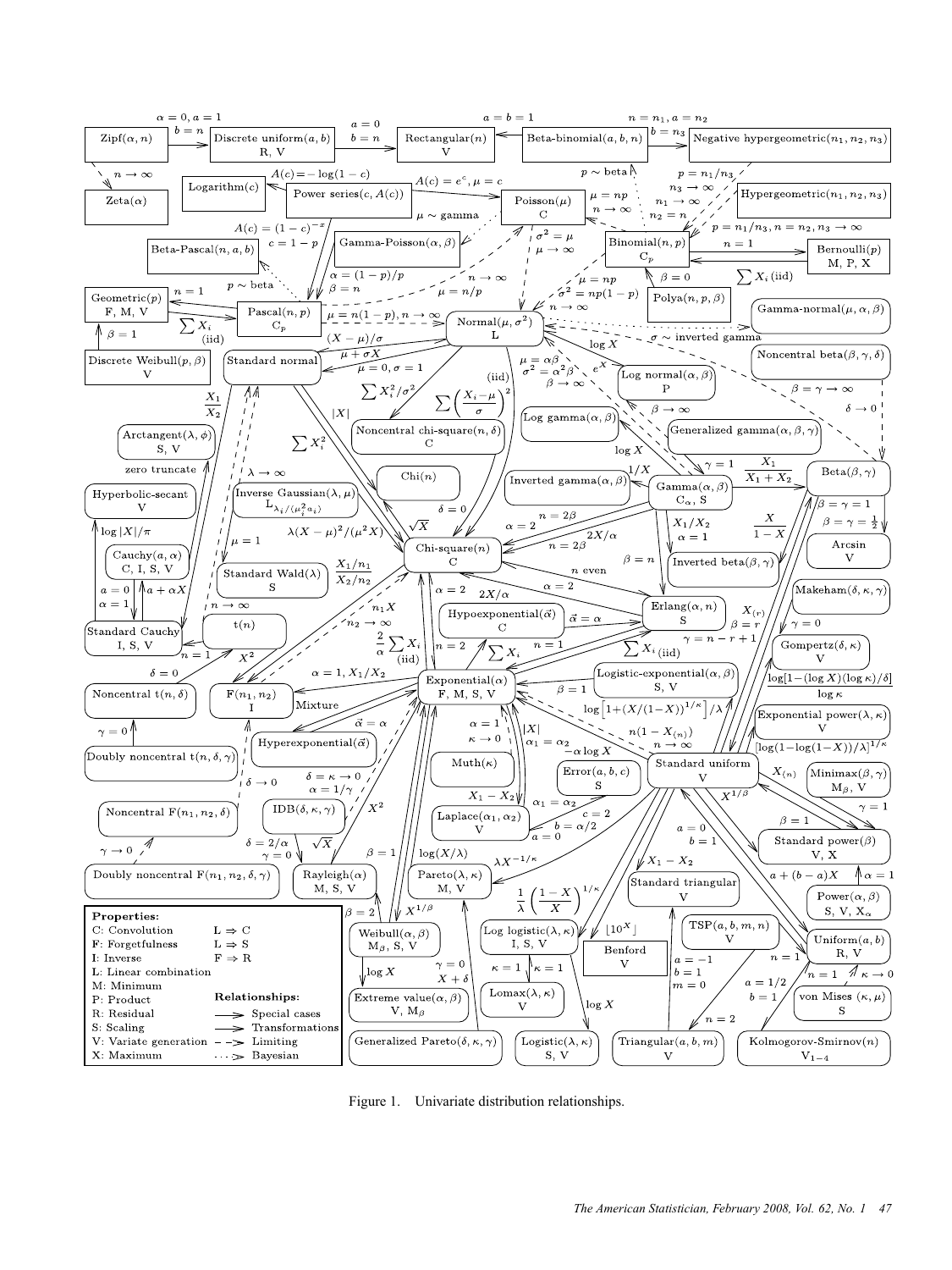Figure 1. Univariate distribution relationships.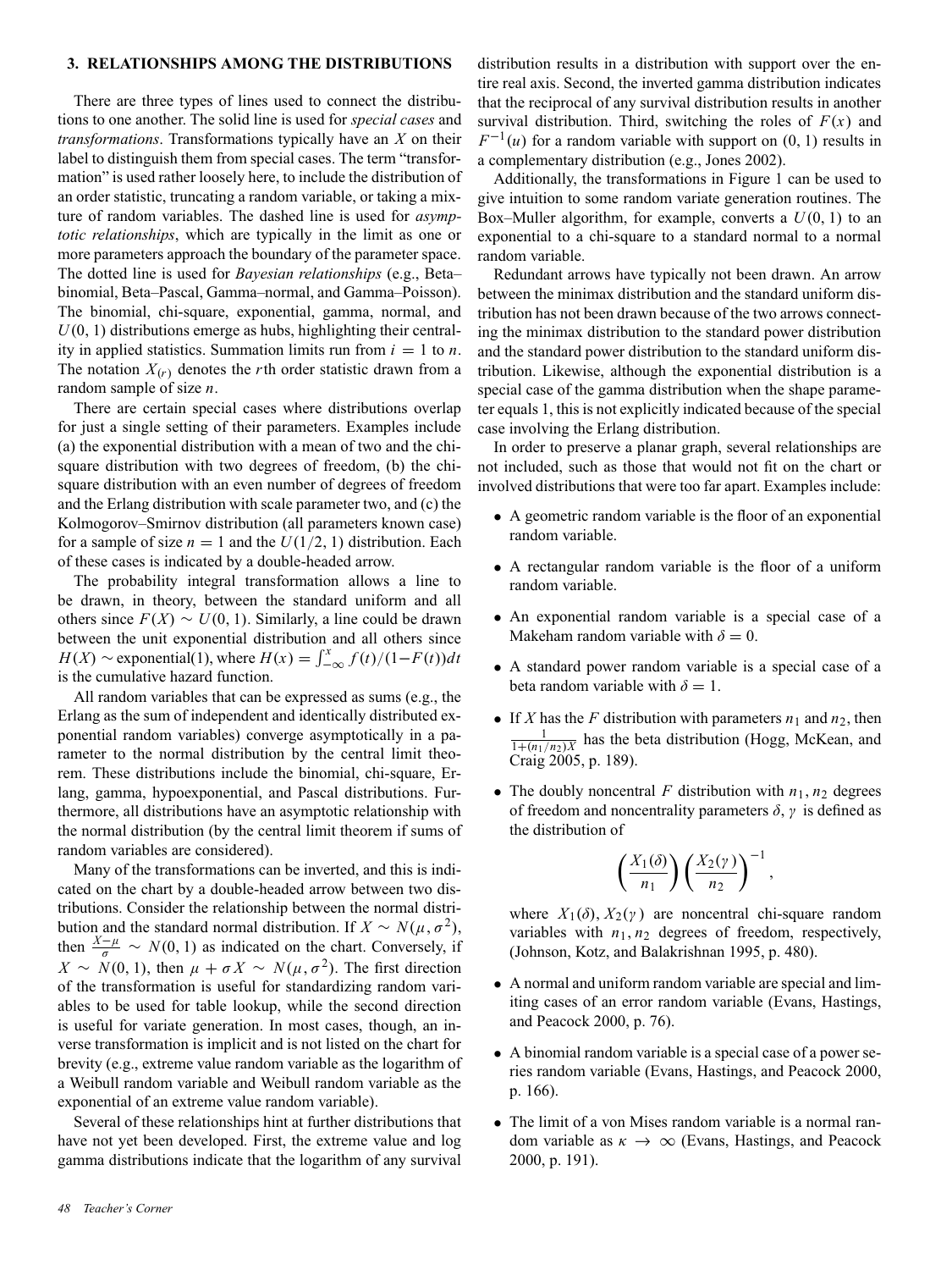## 3. RELATIONSHIPS AMONG THE DISTRIBUTIONS

There are three types of lines used to connect the distributions to one another. The solid line is used for *special cases* and *transformations*. Transformations typically have an $X$ on their label to distinguish them from special cases. The term "transformation" is used rather loosely here, to include the distribution of an order statistic, truncating a random variable, or taking a mixture of random variables. The dashed line is used for *asymptotic relationships*, which are typically in the limit as one or more parameters approach the boundary of the parameter space. The dotted line is used for *Bayesian relationships* (e.g., Beta–binomial, Beta–Pascal, Gamma–normal, and Gamma–Poisson). The binomial, chi-square, exponential, gamma, normal, and $U(0, 1)$ distributions emerge as hubs, highlighting their centrality in applied statistics. Summation limits run from $i = 1$ to $n$. The notation $X_{(r)}$ denotes the $r$th order statistic drawn from a random sample of size $n$.

There are certain special cases where distributions overlap for just a single setting of their parameters. Examples include (a) the exponential distribution with a mean of two and the chi-square distribution with two degrees of freedom, (b) the chi-square distribution with an even number of degrees of freedom and the Erlang distribution with scale parameter two, and (c) the Kolmogorov–Smirnov distribution (all parameters known case) for a sample of size $n = 1$ and the $U(1/2, 1)$ distribution. Each of these cases is indicated by a double-headed arrow.

The probability integral transformation allows a line to be drawn, in theory, between the standard uniform and all others since $F(X) \sim U(0, 1)$. Similarly, a line could be drawn between the unit exponential distribution and all others since $H(X) \sim \text{exponential}(1)$, where $H(x) = \int_{-\infty}^{x} f(t)/(1-F(t))dt$ is the cumulative hazard function.

All random variables that can be expressed as sums (e.g., the Erlang as the sum of independent and identically distributed exponential random variables) converge asymptotically in a parameter to the normal distribution by the central limit theorem. These distributions include the binomial, chi-square, Erlang, gamma, hypoexponential, and Pascal distributions. Furthermore, all distributions have an asymptotic relationship with the normal distribution (by the central limit theorem if sums of random variables are considered).

Many of the transformations can be inverted, and this is indicated on the chart by a double-headed arrow between two distributions. Consider the relationship between the normal distribution and the standard normal distribution. If $X \sim N(\mu, \sigma^2)$, then $\frac{X-\mu}{\sigma} \sim N(0, 1)$ as indicated on the chart. Conversely, if $X \sim N(0, 1)$, then $\mu + \sigma X \sim N(\mu, \sigma^2)$. The first direction of the transformation is useful for standardizing random variables to be used for table lookup, while the second direction is useful for variate generation. In most cases, though, an inverse transformation is implicit and is not listed on the chart for brevity (e.g., extreme value random variable as the logarithm of a Weibull random variable and Weibull random variable as the exponential of an extreme value random variable).

Several of these relationships hint at further distributions that have not yet been developed. First, the extreme value and log gamma distributions indicate that the logarithm of any survival distribution results in a distribution with support over the entire real axis. Second, the inverted gamma distribution indicates that the reciprocal of any survival distribution results in another survival distribution. Third, switching the roles of $F(x)$ and $F^{-1}(u)$ for a random variable with support on $(0, 1)$ results in a complementary distribution (e.g., Jones 2002).

Additionally, the transformations in Figure 1 can be used to give intuition to some random variate generation routines. The Box–Muller algorithm, for example, converts a $U(0, 1)$ to an exponential to a chi-square to a standard normal to a normal random variable.

Redundant arrows have typically not been drawn. An arrow between the minimax distribution and the standard uniform distribution has not been drawn because of the two arrows connecting the minimax distribution to the standard power distribution and the standard power distribution to the standard uniform distribution. Likewise, although the exponential distribution is a special case of the gamma distribution when the shape parameter equals 1, this is not explicitly indicated because of the special case involving the Erlang distribution.

In order to preserve a planar graph, several relationships are not included, such as those that would not fit on the chart or involved distributions that were too far apart. Examples include:

- A geometric random variable is the floor of an exponential random variable.
- A rectangular random variable is the floor of a uniform random variable.
- An exponential random variable is a special case of a Makeham random variable with $\delta = 0$.
- A standard power random variable is a special case of a beta random variable with $\delta = 1$.
- If $X$ has the $F$ distribution with parameters $n_1$ and $n_2$, then $\frac{1}{1+(n_1/n_2)X}$ has the beta distribution (Hogg, McKean, and Craig 2005, p. 189).
- The doubly noncentral $F$ distribution with $n_1, n_2$ degrees of freedom and noncentrality parameters $\delta, \gamma$ is defined as the distribution of

$$\left(\frac{X_1(\delta)}{n_1}\right)\left(\frac{X_2(\gamma)}{n_2}\right)^{-1},$$

  where $X_1(\delta), X_2(\gamma)$ are noncentral chi-square random variables with $n_1, n_2$ degrees of freedom, respectively, (Johnson, Kotz, and Balakrishnan 1995, p. 480).
- A normal and uniform random variable are special and limiting cases of an error random variable (Evans, Hastings, and Peacock 2000, p. 76).
- A binomial random variable is a special case of a power series random variable (Evans, Hastings, and Peacock 2000, p. 166).
- The limit of a von Mises random variable is a normal random variable as $\kappa \to \infty$ (Evans, Hastings, and Peacock 2000, p. 191).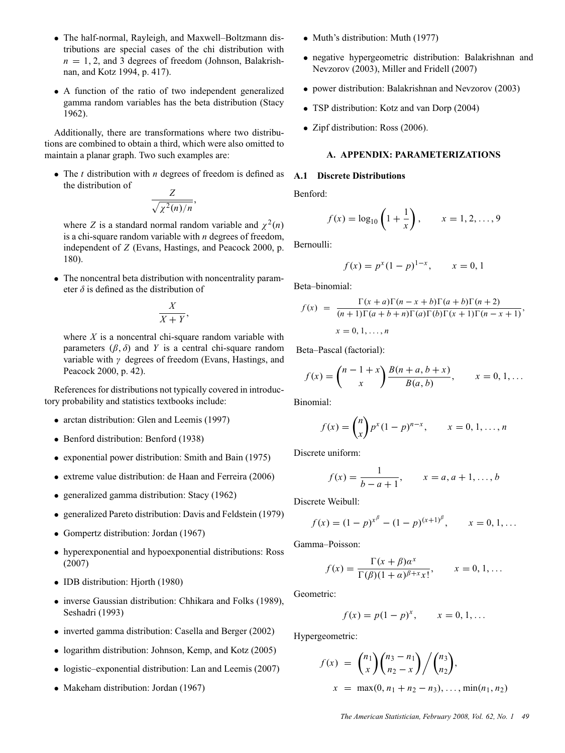- The half-normal, Rayleigh, and Maxwell–Boltzmann distributions are special cases of the chi distribution with $n = 1, 2,$ and 3 degrees of freedom (Johnson, Balakrishnan, and Kotz 1994, p. 417).
- A function of the ratio of two independent generalized gamma random variables has the beta distribution (Stacy 1962).

Additionally, there are transformations where two distributions are combined to obtain a third, which were also omitted to maintain a planar graph. Two such examples are:

- The $t$ distribution with $n$ degrees of freedom is defined as the distribution of
$$\frac{Z}{\sqrt{\chi^2(n)/n}},$$
where $Z$ is a standard normal random variable and $\chi^2(n)$ is a chi-square random variable with $n$ degrees of freedom, independent of $Z$ (Evans, Hastings, and Peacock 2000, p. 180).
- The noncentral beta distribution with noncentrality parameter $\delta$ is defined as the distribution of
$$\frac{X}{X+Y},$$
where $X$ is a noncentral chi-square random variable with parameters $(\beta, \delta)$ and $Y$ is a central chi-square random variable with $\gamma$ degrees of freedom (Evans, Hastings, and Peacock 2000, p. 42).

References for distributions not typically covered in introductory probability and statistics textbooks include:

- arctan distribution: Glen and Leemis (1997)
- Benford distribution: Benford (1938)
- exponential power distribution: Smith and Bain (1975)
- extreme value distribution: de Haan and Ferreira (2006)
- generalized gamma distribution: Stacy (1962)
- generalized Pareto distribution: Davis and Feldstein (1979)
- Gompertz distribution: Jordan (1967)
- hyperexponential and hypoexponential distributions: Ross (2007)
- IDB distribution: Hjorth (1980)
- inverse Gaussian distribution: Chhikara and Folks (1989), Seshadri (1993)
- inverted gamma distribution: Casella and Berger (2002)
- logarithm distribution: Johnson, Kemp, and Kotz (2005)
- logistic–exponential distribution: Lan and Leemis (2007)
- Makeham distribution: Jordan (1967)
- Muth's distribution: Muth (1977)
- negative hypergeometric distribution: Balakrishnan and Nevzorov (2003), Miller and Fridell (2007)
- power distribution: Balakrishnan and Nevzorov (2003)
- TSP distribution: Kotz and van Dorp (2004)
- Zipf distribution: Ross (2006).

## A. APPENDIX: PARAMETERIZATIONS

### A.1 Discrete Distributions

Benford:

$$f(x) = \log_{10}\left(1 + \frac{1}{x}\right), \qquad x = 1, 2, \ldots, 9$$

Bernoulli:

$$f(x) = p^x(1-p)^{1-x}, \qquad x = 0, 1$$

Beta–binomial:

$$f(x) = \frac{\Gamma(x+a)\Gamma(n-x+b)\Gamma(a+b)\Gamma(n+2)}{(n+1)\Gamma(a+b+n)\Gamma(a)\Gamma(b)\Gamma(x+1)\Gamma(n-x+1)}, \quad x = 0, 1, \ldots, n$$

Beta–Pascal (factorial):

$$f(x) = \binom{n-1+x}{x}\frac{B(n+a, b+x)}{B(a,b)}, \qquad x = 0, 1, \ldots$$

Binomial:

$$f(x) = \binom{n}{x}p^x(1-p)^{n-x}, \qquad x = 0, 1, \ldots, n$$

Discrete uniform:

$$f(x) = \frac{1}{b-a+1}, \qquad x = a, a+1, \ldots, b$$

Discrete Weibull:

$$f(x) = (1-p)^{x^\beta} - (1-p)^{(x+1)^\beta}, \qquad x = 0, 1, \ldots$$

Gamma–Poisson:

$$f(x) = \frac{\Gamma(x+\beta)\alpha^x}{\Gamma(\beta)(1+\alpha)^{\beta+x}x!}, \qquad x = 0, 1, \ldots$$

Geometric:

$$f(x) = p(1-p)^x, \qquad x = 0, 1, \ldots$$

Hypergeometric:

$$f(x) = \binom{n_1}{x}\binom{n_3-n_1}{n_2-x}\Big/\binom{n_3}{n_2}, \quad x = \max(0, n_1+n_2-n_3), \ldots, \min(n_1, n_2)$$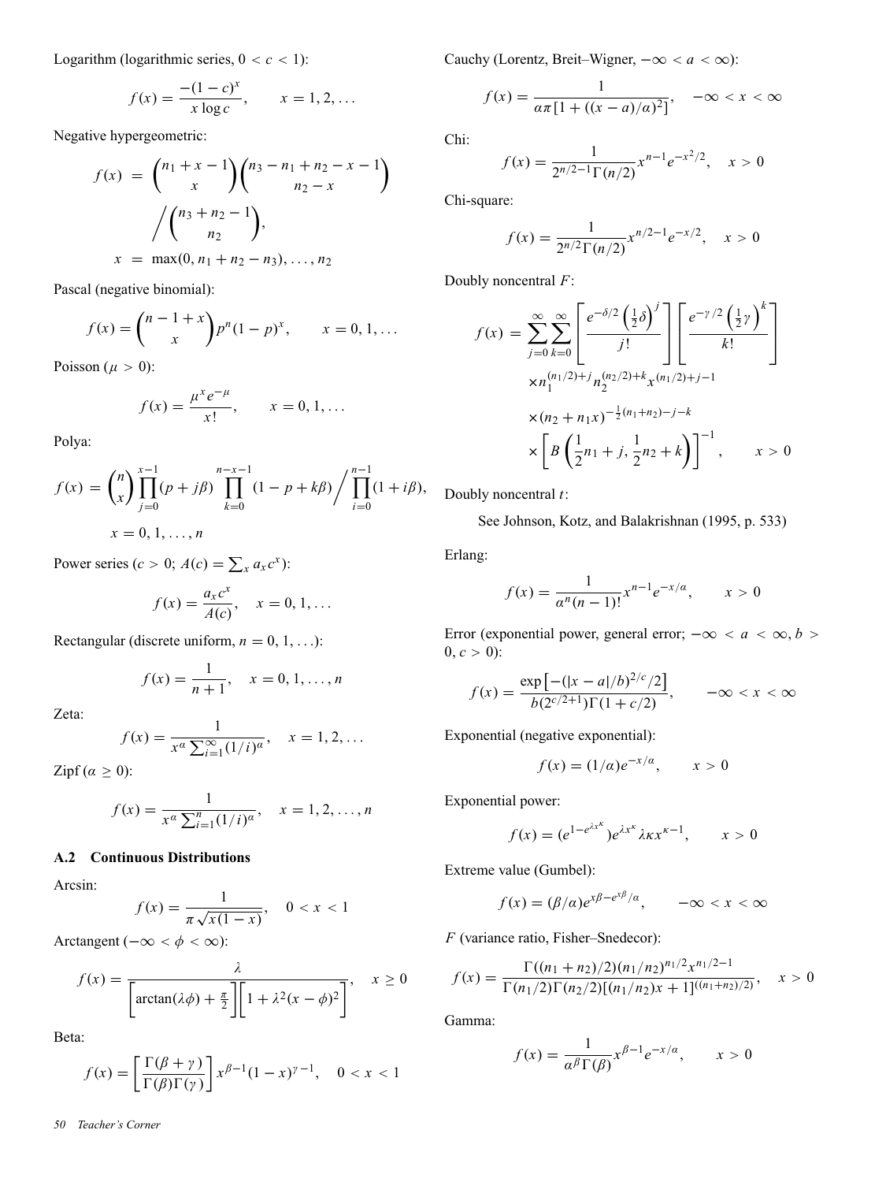Logarithm (logarithmic series, $0 < c < 1$):

$$f(x) = \frac{-(1-c)^x}{x \log c}, \qquad x = 1, 2, \ldots$$

Negative hypergeometric:

$$f(x) = \binom{n_1 + x - 1}{x}\binom{n_3 - n_1 + n_2 - x - 1}{n_2 - x} \Big/ \binom{n_3 + n_2 - 1}{n_2},$$

$$x = \max(0, n_1 + n_2 - n_3), \ldots, n_2$$

Pascal (negative binomial):

$$f(x) = \binom{n - 1 + x}{x} p^n (1-p)^x, \qquad x = 0, 1, \ldots$$

Poisson ($\mu > 0$):

$$f(x) = \frac{\mu^x e^{-\mu}}{x!}, \qquad x = 0, 1, \ldots$$

Polya:

$$f(x) = \binom{n}{x} \prod_{j=0}^{x-1} (p + j\beta) \prod_{k=0}^{n-x-1} (1 - p + k\beta) \Big/ \prod_{i=0}^{n-1} (1 + i\beta),$$

$$x = 0, 1, \ldots, n$$

Power series ($c > 0$; $A(c) = \sum_x a_x c^x$):

$$f(x) = \frac{a_x c^x}{A(c)}, \quad x = 0, 1, \ldots$$

Rectangular (discrete uniform, $n = 0, 1, \ldots$):

$$f(x) = \frac{1}{n+1}, \quad x = 0, 1, \ldots, n$$

Zeta:

$$f(x) = \frac{1}{x^\alpha \sum_{i=1}^{\infty} (1/i)^\alpha}, \quad x = 1, 2, \ldots$$

Zipf ($\alpha \geq 0$):

$$f(x) = \frac{1}{x^\alpha \sum_{i=1}^{n} (1/i)^\alpha}, \quad x = 1, 2, \ldots, n$$

### A.2 Continuous Distributions

Arcsin:

$$f(x) = \frac{1}{\pi \sqrt{x(1-x)}}, \quad 0 < x < 1$$

Arctangent ($-\infty < \phi < \infty$):

$$f(x) = \frac{\lambda}{\left[\arctan(\lambda\phi) + \frac{\pi}{2}\right]\left[1 + \lambda^2 (x - \phi)^2\right]}, \quad x \geq 0$$

Beta:

$$f(x) = \left[\frac{\Gamma(\beta + \gamma)}{\Gamma(\beta)\Gamma(\gamma)}\right] x^{\beta - 1}(1-x)^{\gamma - 1}, \quad 0 < x < 1$$

Cauchy (Lorentz, Breit–Wigner, $-\infty < a < \infty$):

$$f(x) = \frac{1}{\alpha\pi[1 + ((x-a)/\alpha)^2]}, \quad -\infty < x < \infty$$

Chi:

$$f(x) = \frac{1}{2^{n/2-1}\Gamma(n/2)} x^{n-1} e^{-x^2/2}, \quad x > 0$$

Chi-square:

$$f(x) = \frac{1}{2^{n/2}\Gamma(n/2)} x^{n/2-1} e^{-x/2}, \quad x > 0$$

Doubly noncentral $F$:

$$f(x) = \sum_{j=0}^{\infty}\sum_{k=0}^{\infty} \left[\frac{e^{-\delta/2}\left(\frac{1}{2}\delta\right)^j}{j!}\right]\left[\frac{e^{-\gamma/2}\left(\frac{1}{2}\gamma\right)^k}{k!}\right] \times n_1^{(n_1/2)+j} n_2^{(n_2/2)+k} x^{(n_1/2)+j-1} \times (n_2 + n_1 x)^{-\frac{1}{2}(n_1+n_2)-j-k} \times \left[B\left(\frac{1}{2}n_1 + j, \frac{1}{2}n_2 + k\right)\right]^{-1}, \quad x > 0$$

Doubly noncentral $t$:

See Johnson, Kotz, and Balakrishnan (1995, p. 533)

Erlang:

$$f(x) = \frac{1}{\alpha^n (n-1)!} x^{n-1} e^{-x/\alpha}, \qquad x > 0$$

Error (exponential power, general error; $-\infty < a < \infty, b > 0, c > 0$):

$$f(x) = \frac{\exp\left[-(|x-a|/b)^{2/c}/2\right]}{b(2^{c/2+1})\Gamma(1 + c/2)}, \qquad -\infty < x < \infty$$

Exponential (negative exponential):

$$f(x) = (1/\alpha)e^{-x/\alpha}, \qquad x > 0$$

Exponential power:

$$f(x) = (e^{1 - e^{\lambda x^\kappa}}) e^{\lambda x^\kappa} \lambda \kappa x^{\kappa - 1}, \qquad x > 0$$

Extreme value (Gumbel):

$$f(x) = (\beta/\alpha) e^{x\beta - e^{x\beta}/\alpha}, \qquad -\infty < x < \infty$$

$F$ (variance ratio, Fisher–Snedecor):

$$f(x) = \frac{\Gamma((n_1 + n_2)/2)(n_1/n_2)^{n_1/2} x^{n_1/2 - 1}}{\Gamma(n_1/2)\Gamma(n_2/2)[(n_1/n_2)x + 1]^{((n_1+n_2)/2)}}, \quad x > 0$$

Gamma:

$$f(x) = \frac{1}{\alpha^\beta \Gamma(\beta)} x^{\beta - 1} e^{-x/\alpha}, \qquad x > 0$$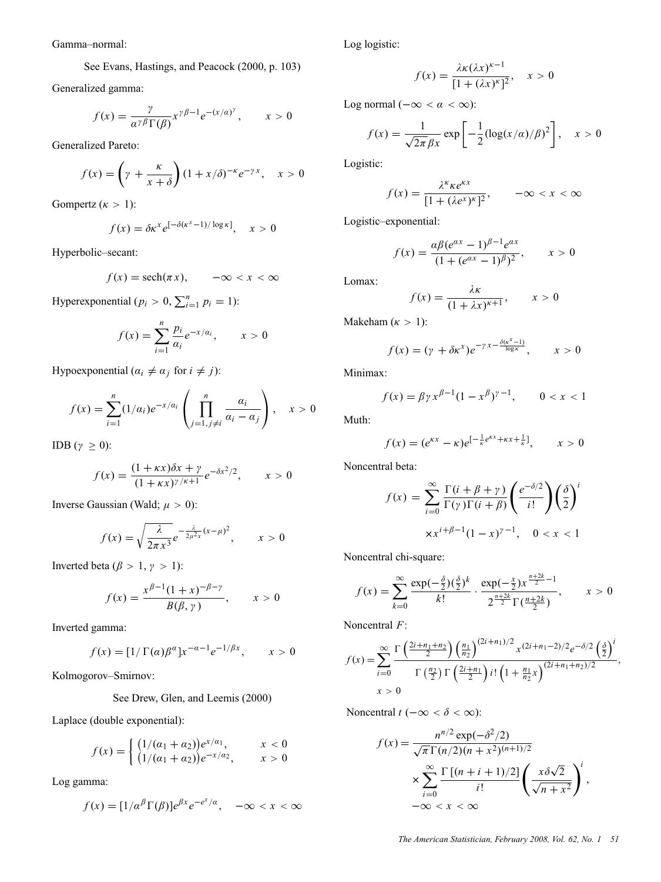Gamma–normal:

See Evans, Hastings, and Peacock (2000, p. 103)

Generalized gamma:

$$f(x) = \frac{\gamma}{\alpha^{\gamma\beta}\Gamma(\beta)} x^{\gamma\beta-1} e^{-(x/\alpha)^{\gamma}}, \qquad x > 0$$

Generalized Pareto:

$$f(x) = \left(\gamma + \frac{\kappa}{x+\delta}\right)(1 + x/\delta)^{-\kappa} e^{-\gamma x}, \quad x > 0$$

Gompertz ($\kappa > 1$):

$$f(x) = \delta\kappa^{x} e^{[-\delta(\kappa^{x}-1)/\log\kappa]}, \quad x > 0$$

Hyperbolic–secant:

$$f(x) = \operatorname{sech}(\pi x), \qquad -\infty < x < \infty$$

Hyperexponential ($p_i > 0$, $\sum_{i=1}^{n} p_i = 1$):

$$f(x) = \sum_{i=1}^{n} \frac{p_i}{\alpha_i} e^{-x/\alpha_i}, \qquad x > 0$$

Hypoexponential ($\alpha_i \neq \alpha_j$ for $i \neq j$):

$$f(x) = \sum_{i=1}^{n} (1/\alpha_i) e^{-x/\alpha_i} \left( \prod_{j=1, j\neq i}^{n} \frac{\alpha_i}{\alpha_i - \alpha_j} \right), \quad x > 0$$

IDB ($\gamma \geq 0$):

$$f(x) = \frac{(1+\kappa x)\delta x + \gamma}{(1+\kappa x)^{\gamma/\kappa+1}} e^{-\delta x^2/2}, \qquad x > 0$$

Inverse Gaussian (Wald; $\mu > 0$):

$$f(x) = \sqrt{\frac{\lambda}{2\pi x^3}} e^{-\frac{\lambda}{2\mu^2 x}(x-\mu)^2}, \qquad x > 0$$

Inverted beta ($\beta > 1$, $\gamma > 1$):

$$f(x) = \frac{x^{\beta-1}(1+x)^{-\beta-\gamma}}{B(\beta, \gamma)}, \qquad x > 0$$

Inverted gamma:

$$f(x) = [1/\Gamma(\alpha)\beta^{\alpha}] x^{-\alpha-1} e^{-1/\beta x}, \qquad x > 0$$

Kolmogorov–Smirnov:

See Drew, Glen, and Leemis (2000)

Laplace (double exponential):

$$f(x) = \begin{cases} \big(1/(\alpha_1+\alpha_2)\big) e^{x/\alpha_1}, & x < 0 \\ \big(1/(\alpha_1+\alpha_2)\big) e^{-x/\alpha_2}, & x > 0 \end{cases}$$

Log gamma:

$$f(x) = [1/\alpha^{\beta}\Gamma(\beta)] e^{\beta x} e^{-e^{x}/\alpha}, \quad -\infty < x < \infty$$

Log logistic:

$$f(x) = \frac{\lambda\kappa(\lambda x)^{\kappa-1}}{[1+(\lambda x)^{\kappa}]^2}, \quad x > 0$$

Log normal ($-\infty < \alpha < \infty$):

$$f(x) = \frac{1}{\sqrt{2\pi}\beta x} \exp\left[-\frac{1}{2}(\log(x/\alpha)/\beta)^2\right], \quad x > 0$$

Logistic:

$$f(x) = \frac{\lambda^{\kappa}\kappa e^{\kappa x}}{[1+(\lambda e^{x})^{\kappa}]^2}, \qquad -\infty < x < \infty$$

Logistic–exponential:

$$f(x) = \frac{\alpha\beta(e^{\alpha x}-1)^{\beta-1} e^{\alpha x}}{(1+(e^{\alpha x}-1)^{\beta})^2}, \qquad x > 0$$

Lomax:

$$f(x) = \frac{\lambda\kappa}{(1+\lambda x)^{\kappa+1}}, \qquad x > 0$$

Makeham ($\kappa > 1$):

$$f(x) = (\gamma + \delta\kappa^{x}) e^{-\gamma x - \frac{\delta(\kappa^{x}-1)}{\log\kappa}}, \qquad x > 0$$

Minimax:

$$f(x) = \beta\gamma x^{\beta-1}(1-x^{\beta})^{\gamma-1}, \qquad 0 < x < 1$$

Muth:

$$f(x) = (e^{\kappa x} - \kappa) e^{[-\frac{1}{\kappa}e^{\kappa x} + \kappa x + \frac{1}{\kappa}]}, \qquad x > 0$$

Noncentral beta:

$$f(x) = \sum_{i=0}^{\infty} \frac{\Gamma(i+\beta+\gamma)}{\Gamma(\gamma)\Gamma(i+\beta)} \left(\frac{e^{-\delta/2}}{i!}\right)\left(\frac{\delta}{2}\right)^{i} \times x^{i+\beta-1}(1-x)^{\gamma-1}, \quad 0 < x < 1$$

Noncentral chi-square:

$$f(x) = \sum_{k=0}^{\infty} \frac{\exp(-\frac{\delta}{2})(\frac{\delta}{2})^k}{k!} \cdot \frac{\exp(-\frac{x}{2}) x^{\frac{n+2k}{2}-1}}{2^{\frac{n+2k}{2}}\Gamma(\frac{n+2k}{2})}, \qquad x > 0$$

Noncentral $F$:

$$f(x) = \sum_{i=0}^{\infty} \frac{\Gamma\left(\frac{2i+n_1+n_2}{2}\right)\left(\frac{n_1}{n_2}\right)^{(2i+n_1)/2} x^{(2i+n_1-2)/2} e^{-\delta/2}\left(\frac{\delta}{2}\right)^{i}}{\Gamma\left(\frac{n_2}{2}\right)\Gamma\left(\frac{2i+n_1}{2}\right) i! \left(1+\frac{n_1}{n_2}x\right)^{(2i+n_1+n_2)/2}},$$

$x > 0$

Noncentral $t$ ($-\infty < \delta < \infty$):

$$f(x) = \frac{n^{n/2}\exp(-\delta^2/2)}{\sqrt{\pi}\Gamma(n/2)(n+x^2)^{(n+1)/2}} \times \sum_{i=0}^{\infty} \frac{\Gamma[(n+i+1)/2]}{i!}\left(\frac{x\delta\sqrt{2}}{\sqrt{n+x^2}}\right)^{i},$$

$-\infty < x < \infty$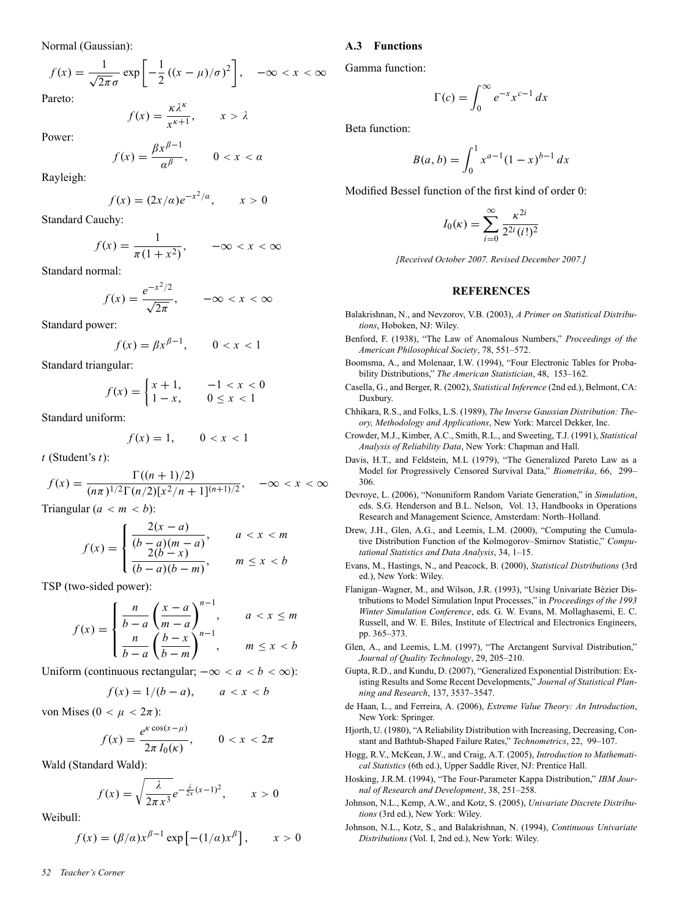Normal (Gaussian):

$$f(x) = \frac{1}{\sqrt{2\pi}\sigma} \exp\left[-\frac{1}{2}\left((x-\mu)/\sigma\right)^2\right], \quad -\infty < x < \infty$$

Pareto:

$$f(x) = \frac{\kappa \lambda^\kappa}{x^{\kappa+1}}, \qquad x > \lambda$$

Power:

$$f(x) = \frac{\beta x^{\beta-1}}{\alpha^\beta}, \qquad 0 < x < \alpha$$

Rayleigh:

$$f(x) = (2x/\alpha)e^{-x^2/\alpha}, \qquad x > 0$$

Standard Cauchy:

$$f(x) = \frac{1}{\pi(1+x^2)}, \qquad -\infty < x < \infty$$

Standard normal:

$$f(x) = \frac{e^{-x^2/2}}{\sqrt{2\pi}}, \qquad -\infty < x < \infty$$

Standard power:

$$f(x) = \beta x^{\beta-1}, \qquad 0 < x < 1$$

Standard triangular:

$$f(x) = \begin{cases} x+1, & -1 < x < 0 \\ 1-x, & 0 \le x < 1 \end{cases}$$

Standard uniform:

$$f(x) = 1, \qquad 0 < x < 1$$

$t$ (Student's $t$):

$$f(x) = \frac{\Gamma((n+1)/2)}{(n\pi)^{1/2}\Gamma(n/2)[x^2/n+1]^{(n+1)/2}}, \quad -\infty < x < \infty$$

Triangular ($a < m < b$):

$$f(x) = \begin{cases} \dfrac{2(x-a)}{(b-a)(m-a)}, & a < x < m \\ \dfrac{2(b-x)}{(b-a)(b-m)}, & m \le x < b \end{cases}$$

TSP (two-sided power):

$$f(x) = \begin{cases} \dfrac{n}{b-a}\left(\dfrac{x-a}{m-a}\right)^{n-1}, & a < x \le m \\ \dfrac{n}{b-a}\left(\dfrac{b-x}{b-m}\right)^{n-1}, & m \le x < b \end{cases}$$

Uniform (continuous rectangular; $-\infty < a < b < \infty$):

$$f(x) = 1/(b-a), \qquad a < x < b$$

von Mises ($0 < \mu < 2\pi$):

$$f(x) = \frac{e^{\kappa\cos(x-\mu)}}{2\pi I_0(\kappa)}, \qquad 0 < x < 2\pi$$

Wald (Standard Wald):

$$f(x) = \sqrt{\frac{\lambda}{2\pi x^3}} e^{-\frac{\lambda}{2x}(x-1)^2}, \qquad x > 0$$

Weibull:

$$f(x) = (\beta/\alpha)x^{\beta-1}\exp\left[-(1/\alpha)x^\beta\right], \qquad x > 0$$

### A.3 Functions

Gamma function:

$$\Gamma(c) = \int_0^\infty e^{-x}x^{c-1}\,dx$$

Beta function:

$$B(a,b) = \int_0^1 x^{a-1}(1-x)^{b-1}\,dx$$

Modified Bessel function of the first kind of order 0:

$$I_0(\kappa) = \sum_{i=0}^{\infty} \frac{\kappa^{2i}}{2^{2i}(i!)^2}$$

*[Received October 2007. Revised December 2007.]*

## REFERENCES

Balakrishnan, N., and Nevzorov, V.B. (2003), *A Primer on Statistical Distributions*, Hoboken, NJ: Wiley.

Benford, F. (1938), "The Law of Anomalous Numbers," *Proceedings of the American Philosophical Society*, 78, 551–572.

Boomsma, A., and Molenaar, I.W. (1994), "Four Electronic Tables for Probability Distributions," *The American Statistician*, 48, 153–162.

Casella, G., and Berger, R. (2002), *Statistical Inference* (2nd ed.), Belmont, CA: Duxbury.

Chhikara, R.S., and Folks, L.S. (1989), *The Inverse Gaussian Distribution: Theory, Methodology and Applications*, New York: Marcel Dekker, Inc.

Crowder, M.J., Kimber, A.C., Smith, R.L., and Sweeting, T.J. (1991), *Statistical Analysis of Reliability Data*, New York: Chapman and Hall.

Davis, H.T., and Feldstein, M.L (1979), "The Generalized Pareto Law as a Model for Progressively Censored Survival Data," *Biometrika*, 66, 299–306.

Devroye, L. (2006), "Nonuniform Random Variate Generation," in *Simulation*, eds. S.G. Henderson and B.L. Nelson, Vol. 13, Handbooks in Operations Research and Management Science, Amsterdam: North–Holland.

Drew, J.H., Glen, A.G., and Leemis, L.M. (2000), "Computing the Cumulative Distribution Function of the Kolmogorov–Smirnov Statistic," *Computational Statistics and Data Analysis*, 34, 1–15.

Evans, M., Hastings, N., and Peacock, B. (2000), *Statistical Distributions* (3rd ed.), New York: Wiley.

Flanigan–Wagner, M., and Wilson, J.R. (1993), "Using Univariate Bézier Distributions to Model Simulation Input Processes," in *Proceedings of the 1993 Winter Simulation Conference*, eds. G. W. Evans, M. Mollaghasemi, E. C. Russell, and W. E. Biles, Institute of Electrical and Electronics Engineers, pp. 365–373.

Glen, A., and Leemis, L.M. (1997), "The Arctangent Survival Distribution," *Journal of Quality Technology*, 29, 205–210.

Gupta, R.D., and Kundu, D. (2007), "Generalized Exponential Distribution: Existing Results and Some Recent Developments," *Journal of Statistical Planning and Research*, 137, 3537–3547.

de Haan, L., and Ferreira, A. (2006), *Extreme Value Theory: An Introduction*, New York: Springer.

Hjorth, U. (1980), "A Reliability Distribution with Increasing, Decreasing, Constant and Bathtub-Shaped Failure Rates," *Technometrics*, 22, 99–107.

Hogg, R.V., McKean, J.W., and Craig, A.T. (2005), *Introduction to Mathematical Statistics* (6th ed.), Upper Saddle River, NJ: Prentice Hall.

Hosking, J.R.M. (1994), "The Four-Parameter Kappa Distribution," *IBM Journal of Research and Development*, 38, 251–258.

Johnson, N.L., Kemp, A.W., and Kotz, S. (2005), *Univariate Discrete Distributions* (3rd ed.), New York: Wiley.

Johnson, N.L., Kotz, S., and Balakrishnan, N. (1994), *Continuous Univariate Distributions* (Vol. I, 2nd ed.), New York: Wiley.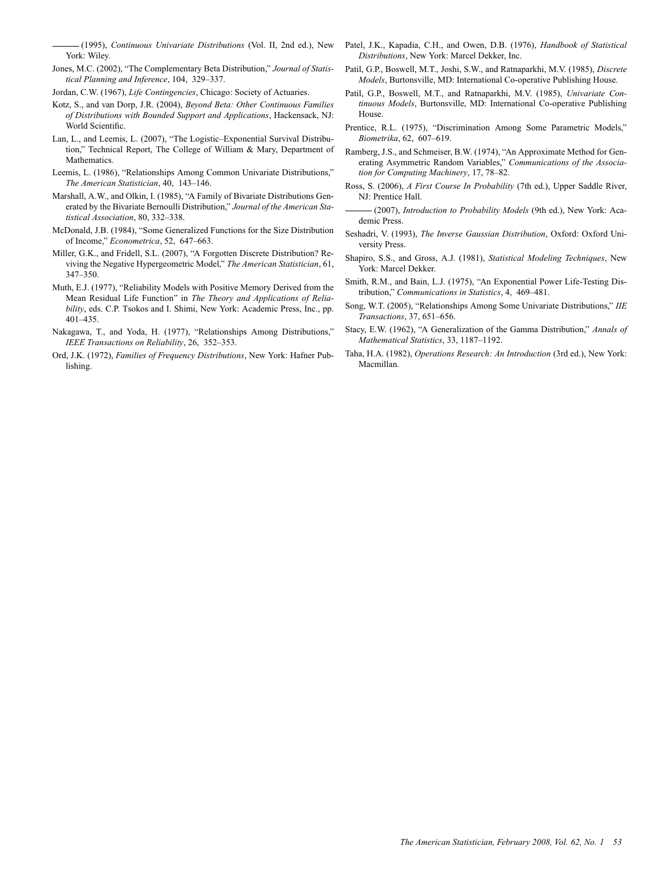——— (1995), *Continuous Univariate Distributions* (Vol. II, 2nd ed.), New York: Wiley.

Jones, M.C. (2002), "The Complementary Beta Distribution," *Journal of Statistical Planning and Inference*, 104, 329–337.

Jordan, C.W. (1967), *Life Contingencies*, Chicago: Society of Actuaries.

Kotz, S., and van Dorp, J.R. (2004), *Beyond Beta: Other Continuous Families of Distributions with Bounded Support and Applications*, Hackensack, NJ: World Scientific.

Lan, L., and Leemis, L. (2007), "The Logistic–Exponential Survival Distribution," Technical Report, The College of William & Mary, Department of Mathematics.

Leemis, L. (1986), "Relationships Among Common Univariate Distributions," *The American Statistician*, 40, 143–146.

Marshall, A.W., and Olkin, I. (1985), "A Family of Bivariate Distributions Generated by the Bivariate Bernoulli Distribution," *Journal of the American Statistical Association*, 80, 332–338.

McDonald, J.B. (1984), "Some Generalized Functions for the Size Distribution of Income," *Econometrica*, 52, 647–663.

Miller, G.K., and Fridell, S.L. (2007), "A Forgotten Discrete Distribution? Reviving the Negative Hypergeometric Model," *The American Statistician*, 61, 347–350.

Muth, E.J. (1977), "Reliability Models with Positive Memory Derived from the Mean Residual Life Function" in *The Theory and Applications of Reliability*, eds. C.P. Tsokos and I. Shimi, New York: Academic Press, Inc., pp. 401–435.

Nakagawa, T., and Yoda, H. (1977), "Relationships Among Distributions," *IEEE Transactions on Reliability*, 26, 352–353.

Ord, J.K. (1972), *Families of Frequency Distributions*, New York: Hafner Publishing.

Patel, J.K., Kapadia, C.H., and Owen, D.B. (1976), *Handbook of Statistical Distributions*, New York: Marcel Dekker, Inc.

Patil, G.P., Boswell, M.T., Joshi, S.W., and Ratnaparkhi, M.V. (1985), *Discrete Models*, Burtonsville, MD: International Co-operative Publishing House.

Patil, G.P., Boswell, M.T., and Ratnaparkhi, M.V. (1985), *Univariate Continuous Models*, Burtonsville, MD: International Co-operative Publishing House.

Prentice, R.L. (1975), "Discrimination Among Some Parametric Models," *Biometrika*, 62, 607–619.

Ramberg, J.S., and Schmeiser, B.W. (1974), "An Approximate Method for Generating Asymmetric Random Variables," *Communications of the Association for Computing Machinery*, 17, 78–82.

Ross, S. (2006), *A First Course In Probability* (7th ed.), Upper Saddle River, NJ: Prentice Hall.

——— (2007), *Introduction to Probability Models* (9th ed.), New York: Academic Press.

Seshadri, V. (1993), *The Inverse Gaussian Distribution*, Oxford: Oxford University Press.

Shapiro, S.S., and Gross, A.J. (1981), *Statistical Modeling Techniques*, New York: Marcel Dekker.

Smith, R.M., and Bain, L.J. (1975), "An Exponential Power Life-Testing Distribution," *Communications in Statistics*, 4, 469–481.

Song, W.T. (2005), "Relationships Among Some Univariate Distributions," *IIE Transactions*, 37, 651–656.

Stacy, E.W. (1962), "A Generalization of the Gamma Distribution," *Annals of Mathematical Statistics*, 33, 1187–1192.

Taha, H.A. (1982), *Operations Research: An Introduction* (3rd ed.), New York: Macmillan.